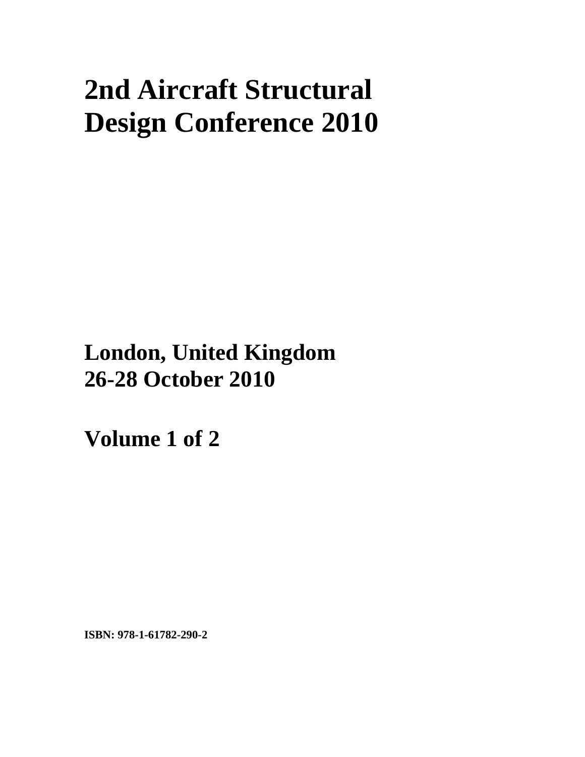# 2nd Aircraft Structural Design Conference 2010

## London, United Kingdom
## 26-28 October 2010

## Volume 1 of 2

**ISBN: 978-1-61782-290-2**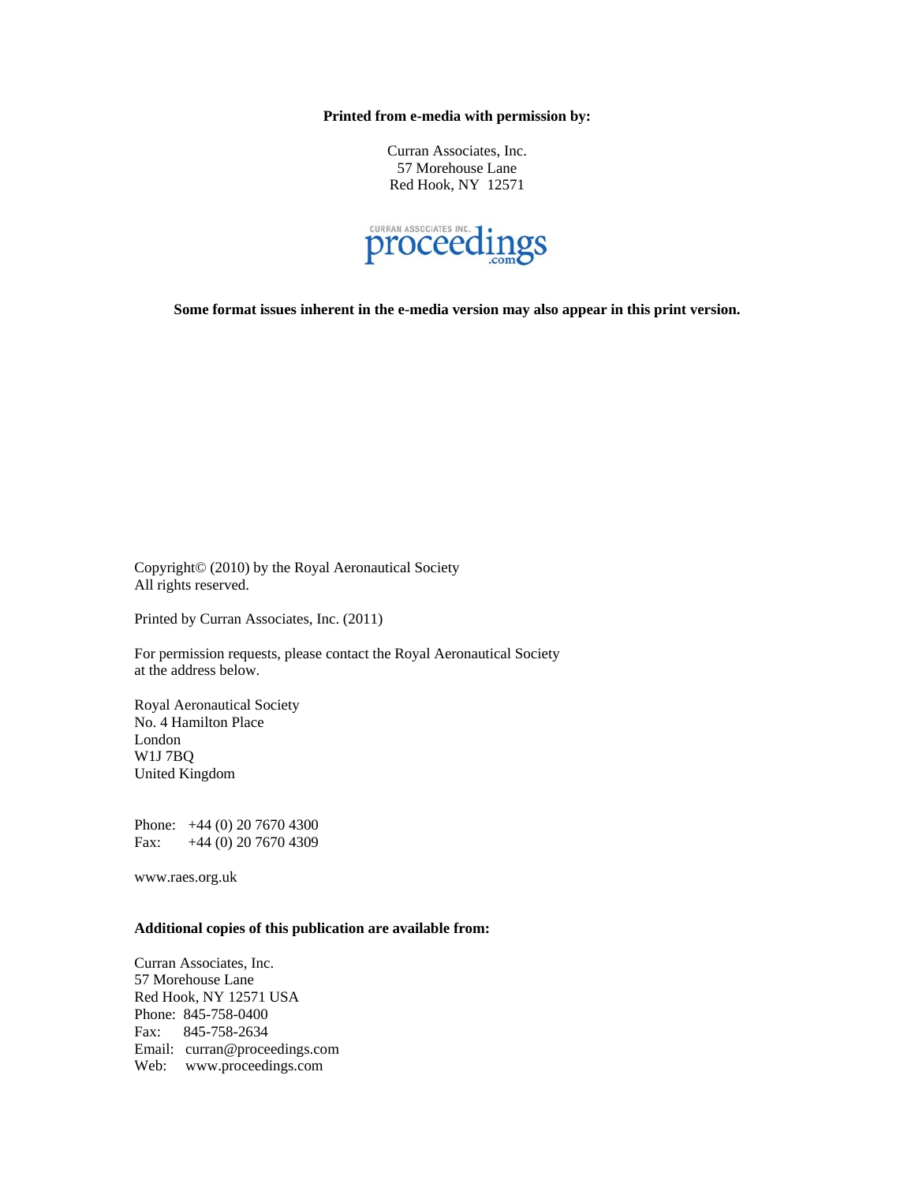**Printed from e-media with permission by:**

Curran Associates, Inc.
57 Morehouse Lane
Red Hook, NY 12571

CURRAN ASSOCIATES INC. proceedings .com

**Some format issues inherent in the e-media version may also appear in this print version.**

Copyright© (2010) by the Royal Aeronautical Society
All rights reserved.

Printed by Curran Associates, Inc. (2011)

For permission requests, please contact the Royal Aeronautical Society
at the address below.

Royal Aeronautical Society
No. 4 Hamilton Place
London
W1J 7BQ
United Kingdom

Phone: +44 (0) 20 7670 4300
Fax: +44 (0) 20 7670 4309

www.raes.org.uk

**Additional copies of this publication are available from:**

Curran Associates, Inc.
57 Morehouse Lane
Red Hook, NY 12571 USA
Phone: 845-758-0400
Fax: 845-758-2634
Email: curran@proceedings.com
Web: www.proceedings.com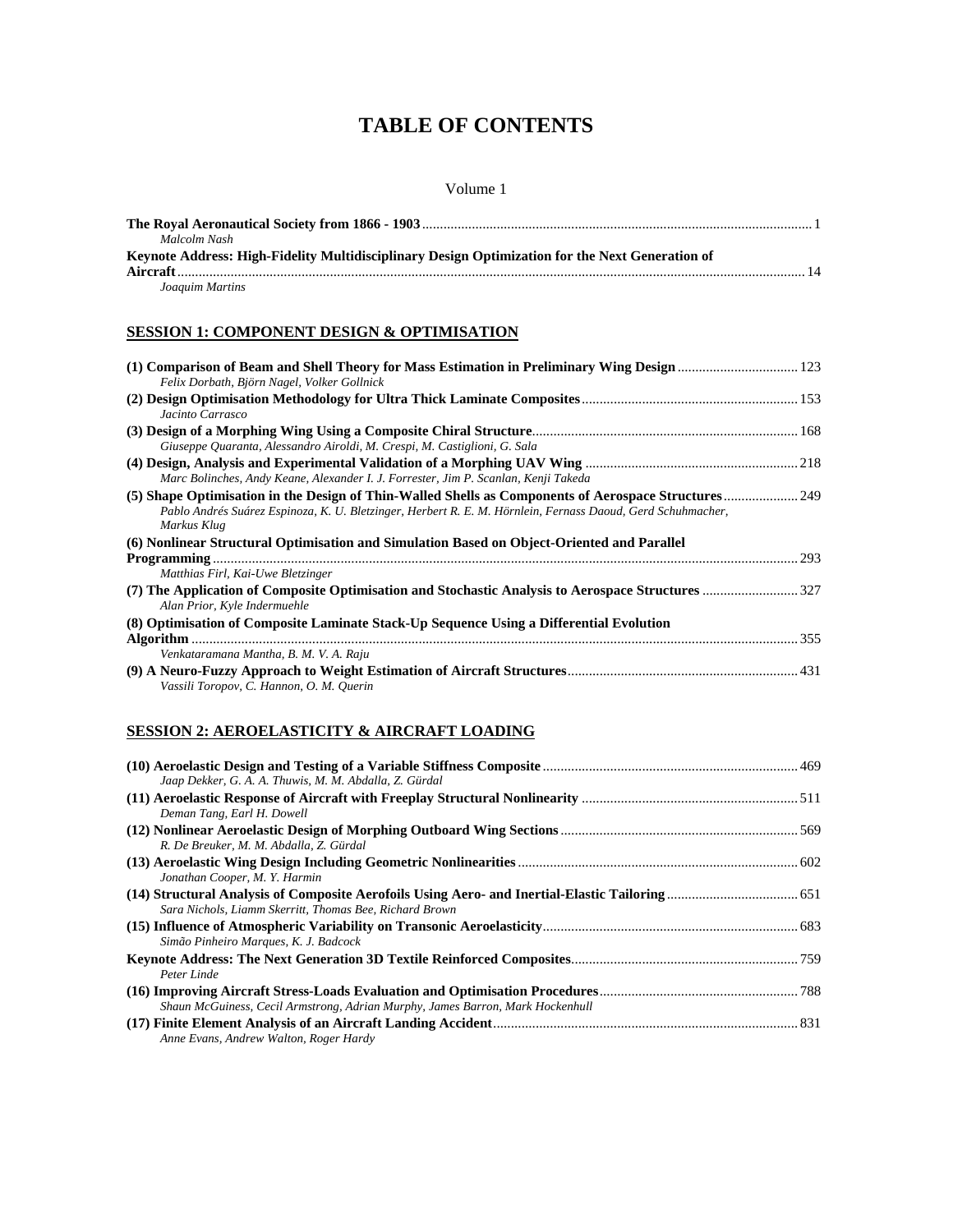# TABLE OF CONTENTS

Volume 1

**The Royal Aeronautical Society from 1866 - 1903** ... 1
*Malcolm Nash*

**Keynote Address: High-Fidelity Multidisciplinary Design Optimization for the Next Generation of Aircraft** ... 14
*Joaquim Martins*

## SESSION 1: COMPONENT DESIGN & OPTIMISATION

**(1) Comparison of Beam and Shell Theory for Mass Estimation in Preliminary Wing Design** ... 123
*Felix Dorbath, Björn Nagel, Volker Gollnick*

**(2) Design Optimisation Methodology for Ultra Thick Laminate Composites** ... 153
*Jacinto Carrasco*

**(3) Design of a Morphing Wing Using a Composite Chiral Structure** ... 168
*Giuseppe Quaranta, Alessandro Airoldi, M. Crespi, M. Castiglioni, G. Sala*

**(4) Design, Analysis and Experimental Validation of a Morphing UAV Wing** ... 218
*Marc Bolinches, Andy Keane, Alexander I. J. Forrester, Jim P. Scanlan, Kenji Takeda*

**(5) Shape Optimisation in the Design of Thin-Walled Shells as Components of Aerospace Structures** ... 249
*Pablo Andrés Suárez Espinoza, K. U. Bletzinger, Herbert R. E. M. Hörnlein, Fernass Daoud, Gerd Schuhmacher, Markus Klug*

**(6) Nonlinear Structural Optimisation and Simulation Based on Object-Oriented and Parallel Programming** ... 293
*Matthias Firl, Kai-Uwe Bletzinger*

**(7) The Application of Composite Optimisation and Stochastic Analysis to Aerospace Structures** ... 327
*Alan Prior, Kyle Indermuehle*

**(8) Optimisation of Composite Laminate Stack-Up Sequence Using a Differential Evolution Algorithm** ... 355
*Venkataramana Mantha, B. M. V. A. Raju*

**(9) A Neuro-Fuzzy Approach to Weight Estimation of Aircraft Structures** ... 431
*Vassili Toropov, C. Hannon, O. M. Querin*

## SESSION 2: AEROELASTICITY & AIRCRAFT LOADING

**(10) Aeroelastic Design and Testing of a Variable Stiffness Composite** ... 469
*Jaap Dekker, G. A. A. Thuwis, M. M. Abdalla, Z. Gürdal*

**(11) Aeroelastic Response of Aircraft with Freeplay Structural Nonlinearity** ... 511
*Deman Tang, Earl H. Dowell*

**(12) Nonlinear Aeroelastic Design of Morphing Outboard Wing Sections** ... 569
*R. De Breuker, M. M. Abdalla, Z. Gürdal*

**(13) Aeroelastic Wing Design Including Geometric Nonlinearities** ... 602
*Jonathan Cooper, M. Y. Harmin*

**(14) Structural Analysis of Composite Aerofoils Using Aero- and Inertial-Elastic Tailoring** ... 651
*Sara Nichols, Liamm Skerritt, Thomas Bee, Richard Brown*

**(15) Influence of Atmospheric Variability on Transonic Aeroelasticity** ... 683
*Simão Pinheiro Marques, K. J. Badcock*

**Keynote Address: The Next Generation 3D Textile Reinforced Composites** ... 759
*Peter Linde*

**(16) Improving Aircraft Stress-Loads Evaluation and Optimisation Procedures** ... 788
*Shaun McGuiness, Cecil Armstrong, Adrian Murphy, James Barron, Mark Hockenhull*

**(17) Finite Element Analysis of an Aircraft Landing Accident** ... 831
*Anne Evans, Andrew Walton, Roger Hardy*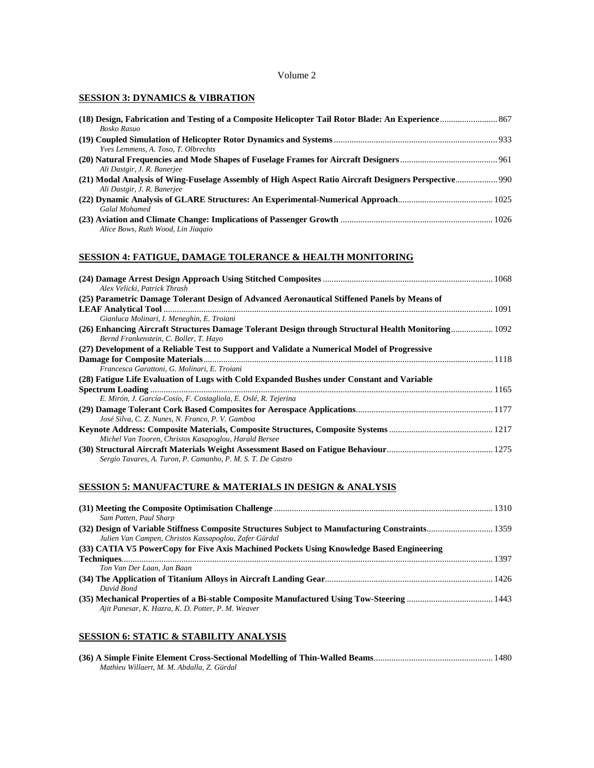Volume 2

## SESSION 3: DYNAMICS & VIBRATION

**(18) Design, Fabrication and Testing of a Composite Helicopter Tail Rotor Blade: An Experience** .......................... 867
*Bosko Rasuo*

**(19) Coupled Simulation of Helicopter Rotor Dynamics and Systems** .......................................................................... 933
*Yves Lemmens, A. Toso, T. Olbrechts*

**(20) Natural Frequencies and Mode Shapes of Fuselage Frames for Aircraft Designers** ............................................ 961
*Ali Dastgir, J. R. Banerjee*

**(21) Modal Analysis of Wing-Fuselage Assembly of High Aspect Ratio Aircraft Designers Perspective** .................. 990
*Ali Dastgir, J. R. Banerjee*

**(22) Dynamic Analysis of GLARE Structures: An Experimental-Numerical Approach** ........................................... 1025
*Galal Mohamed*

**(23) Aviation and Climate Change: Implications of Passenger Growth** .................................................................... 1026
*Alice Bows, Ruth Wood, Lin Jiaqaio*

## SESSION 4: FATIGUE, DAMAGE TOLERANCE & HEALTH MONITORING

**(24) Damage Arrest Design Approach Using Stitched Composites** ............................................................................ 1068
*Alex Velicki, Patrick Thrash*

**(25) Parametric Damage Tolerant Design of Advanced Aeronautical Stiffened Panels by Means of LEAF Analytical Tool** ..................................................................................................................................................... 1091
*Gianluca Molinari, I. Meneghin, E. Troiani*

**(26) Enhancing Aircraft Structures Damage Tolerant Design through Structural Health Monitoring** ................... 1092
*Bernd Frankenstein, C. Boller, T. Hayo*

**(27) Development of a Reliable Test to Support and Validate a Numerical Model of Progressive Damage for Composite Materials** ................................................................................................................................ 1118
*Francesca Garattoni, G. Molinari, E. Troiani*

**(28) Fatigue Life Evaluation of Lugs with Cold Expanded Bushes under Constant and Variable Spectrum Loading** .......................................................................................................................................... 1165
*E. Mirón, J. García-Cosío, F. Costagliola, E. Oslé, R. Tejerina*

**(29) Damage Tolerant Cork Based Composites for Aerospace Applications** ............................................................. 1177
*José Silva, C. Z. Nunes, N. Franco, P. V. Gamboa*

**Keynote Address: Composite Materials, Composite Structures, Composite Systems** ............................................... 1217
*Michel Van Tooren, Christos Kasapoglou, Harald Bersee*

**(30) Structural Aircraft Materials Weight Assessment Based on Fatigue Behaviour** ................................................ 1275
*Sergio Tavares, A. Turon, P. Camanho, P. M. S. T. De Castro*

## SESSION 5: MANUFACTURE & MATERIALS IN DESIGN & ANALYSIS

**(31) Meeting the Composite Optimisation Challenge** .................................................................................................. 1310
*Sam Patten, Paul Sharp*

**(32) Design of Variable Stiffness Composite Structures Subject to Manufacturing Constraints** .............................. 1359
*Julien Van Campen, Christos Kassapoglou, Zafer Gürdal*

**(33) CATIA V5 PowerCopy for Five Axis Machined Pockets Using Knowledge Based Engineering Techniques** ........................................................................................................................................................ 1397
*Ton Van Der Laan, Jan Baan*

**(34) The Application of Titanium Alloys in Aircraft Landing Gear** ........................................................................... 1426
*David Bond*

**(35) Mechanical Properties of a Bi-stable Composite Manufactured Using Tow-Steering** ....................................... 1443
*Ajit Panesar, K. Hazra, K. D. Potter, P. M. Weaver*

## SESSION 6: STATIC & STABILITY ANALYSIS

**(36) A Simple Finite Element Cross-Sectional Modelling of Thin-Walled Beams** ...................................................... 1480
*Mathieu Willaert, M. M. Abdalla, Z. Gürdal*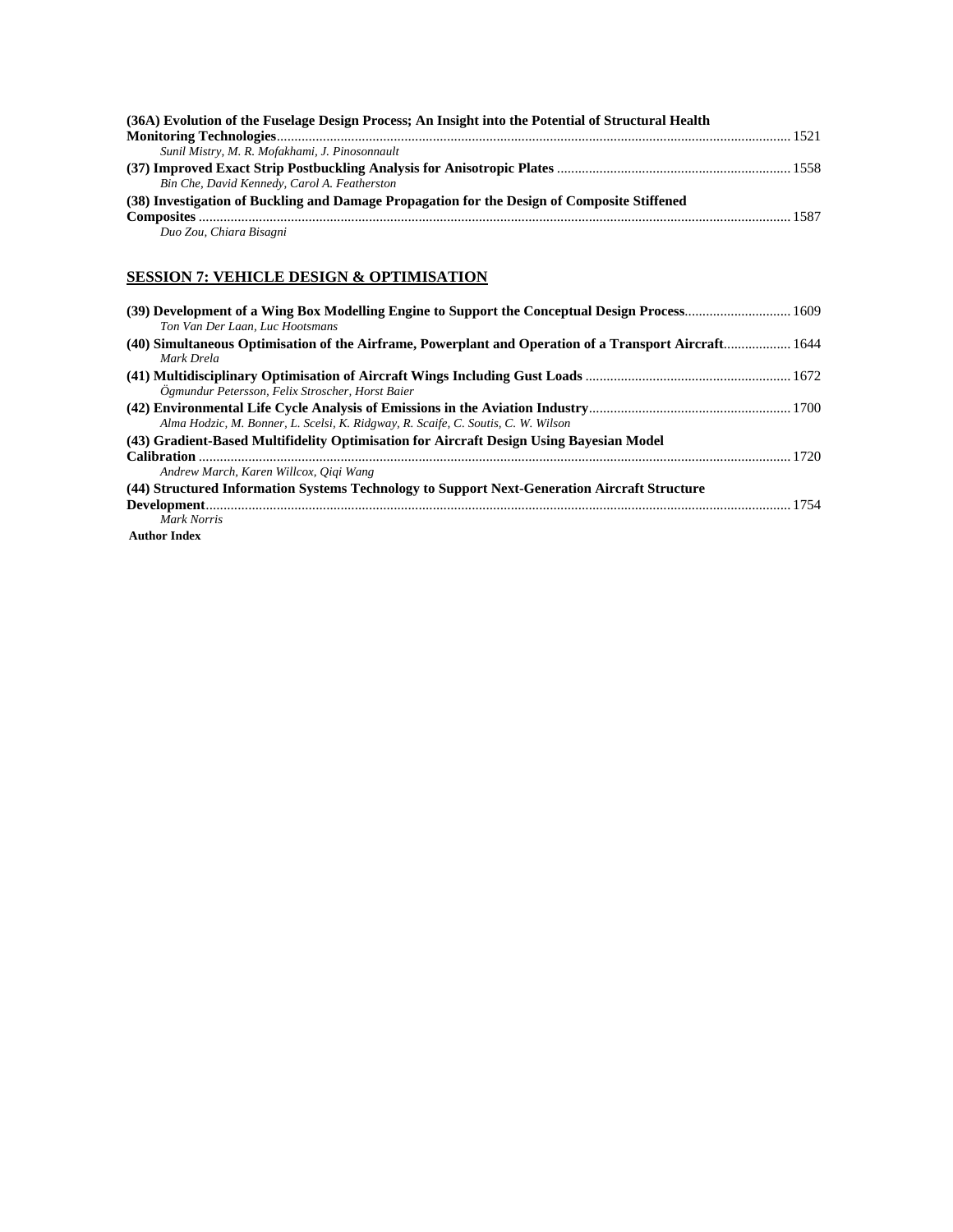**(36A) Evolution of the Fuselage Design Process; An Insight into the Potential of Structural Health Monitoring Technologies** ................ 1521
*Sunil Mistry, M. R. Mofakhami, J. Pinosonnault*

**(37) Improved Exact Strip Postbuckling Analysis for Anisotropic Plates** ................ 1558
*Bin Che, David Kennedy, Carol A. Featherston*

**(38) Investigation of Buckling and Damage Propagation for the Design of Composite Stiffened Composites** ................ 1587
*Duo Zou, Chiara Bisagni*

## SESSION 7: VEHICLE DESIGN & OPTIMISATION

**(39) Development of a Wing Box Modelling Engine to Support the Conceptual Design Process** ................ 1609
*Ton Van Der Laan, Luc Hootsmans*

**(40) Simultaneous Optimisation of the Airframe, Powerplant and Operation of a Transport Aircraft** ................ 1644
*Mark Drela*

**(41) Multidisciplinary Optimisation of Aircraft Wings Including Gust Loads** ................ 1672
*Ögmundur Petersson, Felix Stroscher, Horst Baier*

**(42) Environmental Life Cycle Analysis of Emissions in the Aviation Industry** ................ 1700
*Alma Hodzic, M. Bonner, L. Scelsi, K. Ridgway, R. Scaife, C. Soutis, C. W. Wilson*

**(43) Gradient-Based Multifidelity Optimisation for Aircraft Design Using Bayesian Model Calibration** ................ 1720
*Andrew March, Karen Willcox, Qiqi Wang*

**(44) Structured Information Systems Technology to Support Next-Generation Aircraft Structure Development** ................ 1754
*Mark Norris*

**Author Index**